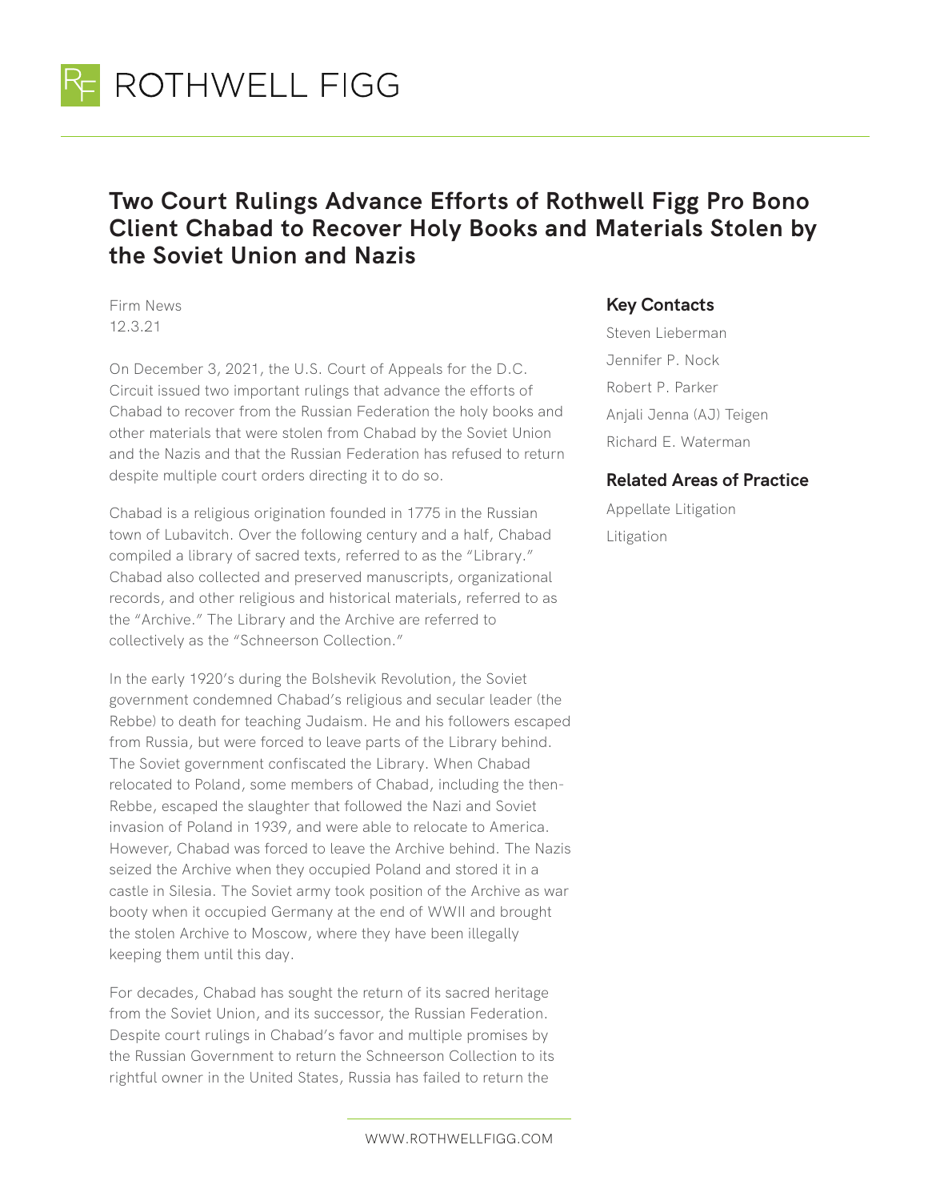# Two Court Rulings Advance Efforts of Rothwell Figg Pro Bono Client Chabad to Recover Holy Books and Materials Stolen by the Soviet Union and Nazis

Firm News
12.3.21

On December 3, 2021, the U.S. Court of Appeals for the D.C. Circuit issued two important rulings that advance the efforts of Chabad to recover from the Russian Federation the holy books and other materials that were stolen from Chabad by the Soviet Union and the Nazis and that the Russian Federation has refused to return despite multiple court orders directing it to do so.

Chabad is a religious origination founded in 1775 in the Russian town of Lubavitch. Over the following century and a half, Chabad compiled a library of sacred texts, referred to as the "Library." Chabad also collected and preserved manuscripts, organizational records, and other religious and historical materials, referred to as the "Archive." The Library and the Archive are referred to collectively as the "Schneerson Collection."

In the early 1920's during the Bolshevik Revolution, the Soviet government condemned Chabad's religious and secular leader (the Rebbe) to death for teaching Judaism. He and his followers escaped from Russia, but were forced to leave parts of the Library behind. The Soviet government confiscated the Library. When Chabad relocated to Poland, some members of Chabad, including the then-Rebbe, escaped the slaughter that followed the Nazi and Soviet invasion of Poland in 1939, and were able to relocate to America. However, Chabad was forced to leave the Archive behind. The Nazis seized the Archive when they occupied Poland and stored it in a castle in Silesia. The Soviet army took position of the Archive as war booty when it occupied Germany at the end of WWII and brought the stolen Archive to Moscow, where they have been illegally keeping them until this day.

For decades, Chabad has sought the return of its sacred heritage from the Soviet Union, and its successor, the Russian Federation. Despite court rulings in Chabad's favor and multiple promises by the Russian Government to return the Schneerson Collection to its rightful owner in the United States, Russia has failed to return the

## Key Contacts

Steven Lieberman

Jennifer P. Nock

Robert P. Parker

Anjali Jenna (AJ) Teigen

Richard E. Waterman

## Related Areas of Practice

Appellate Litigation

Litigation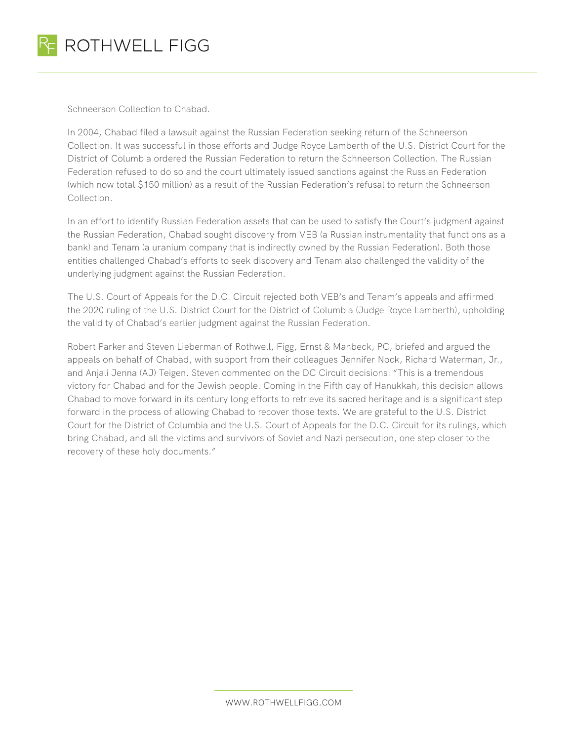Schneerson Collection to Chabad.

In 2004, Chabad filed a lawsuit against the Russian Federation seeking return of the Schneerson Collection. It was successful in those efforts and Judge Royce Lamberth of the U.S. District Court for the District of Columbia ordered the Russian Federation to return the Schneerson Collection. The Russian Federation refused to do so and the court ultimately issued sanctions against the Russian Federation (which now total $150 million) as a result of the Russian Federation's refusal to return the Schneerson Collection.

In an effort to identify Russian Federation assets that can be used to satisfy the Court's judgment against the Russian Federation, Chabad sought discovery from VEB (a Russian instrumentality that functions as a bank) and Tenam (a uranium company that is indirectly owned by the Russian Federation). Both those entities challenged Chabad's efforts to seek discovery and Tenam also challenged the validity of the underlying judgment against the Russian Federation.

The U.S. Court of Appeals for the D.C. Circuit rejected both VEB's and Tenam's appeals and affirmed the 2020 ruling of the U.S. District Court for the District of Columbia (Judge Royce Lamberth), upholding the validity of Chabad's earlier judgment against the Russian Federation.

Robert Parker and Steven Lieberman of Rothwell, Figg, Ernst & Manbeck, PC, briefed and argued the appeals on behalf of Chabad, with support from their colleagues Jennifer Nock, Richard Waterman, Jr., and Anjali Jenna (AJ) Teigen. Steven commented on the DC Circuit decisions: "This is a tremendous victory for Chabad and for the Jewish people. Coming in the Fifth day of Hanukkah, this decision allows Chabad to move forward in its century long efforts to retrieve its sacred heritage and is a significant step forward in the process of allowing Chabad to recover those texts. We are grateful to the U.S. District Court for the District of Columbia and the U.S. Court of Appeals for the D.C. Circuit for its rulings, which bring Chabad, and all the victims and survivors of Soviet and Nazi persecution, one step closer to the recovery of these holy documents."